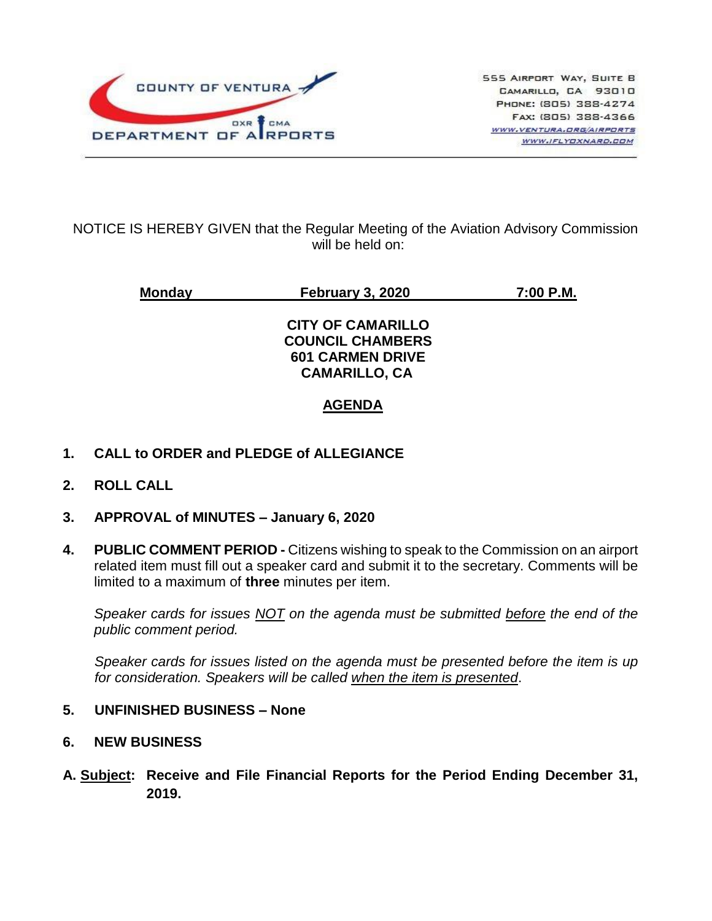COUNTY OF VENTURA
DEPARTMENT OF AIRPORTS
OXR CMA

555 Airport Way, Suite B
Camarillo, CA 93010
Phone: (805) 388-4274
Fax: (805) 388-4366
www.ventura.org/airports
www.iflyoxnard.com

NOTICE IS HEREBY GIVEN that the Regular Meeting of the Aviation Advisory Commission will be held on:

**Monday February 3, 2020 7:00 P.M.**

**CITY OF CAMARILLO**
**COUNCIL CHAMBERS**
**601 CARMEN DRIVE**
**CAMARILLO, CA**

## AGENDA

1. **CALL to ORDER and PLEDGE of ALLEGIANCE**

2. **ROLL CALL**

3. **APPROVAL of MINUTES – January 6, 2020**

4. **PUBLIC COMMENT PERIOD -** Citizens wishing to speak to the Commission on an airport related item must fill out a speaker card and submit it to the secretary. Comments will be limited to a maximum of **three** minutes per item.

   *Speaker cards for issues NOT on the agenda must be submitted before the end of the public comment period.*

   *Speaker cards for issues listed on the agenda must be presented before the item is up for consideration. Speakers will be called when the item is presented.*

5. **UNFINISHED BUSINESS – None**

6. **NEW BUSINESS**

**A. Subject: Receive and File Financial Reports for the Period Ending December 31, 2019.**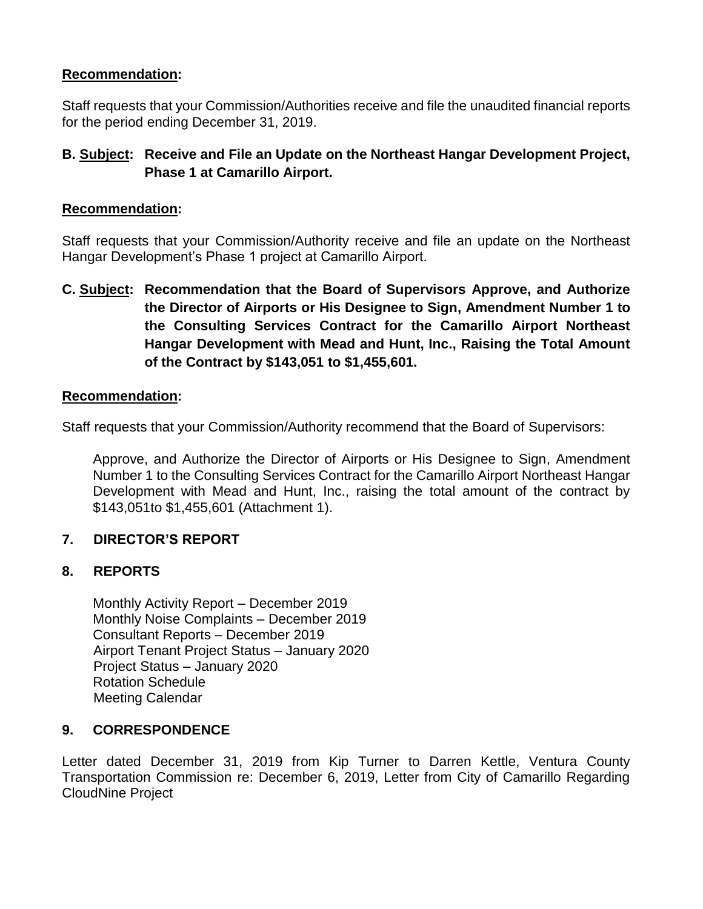**Recommendation:**

Staff requests that your Commission/Authorities receive and file the unaudited financial reports for the period ending December 31, 2019.

**B. Subject: Receive and File an Update on the Northeast Hangar Development Project, Phase 1 at Camarillo Airport.**

**Recommendation:**

Staff requests that your Commission/Authority receive and file an update on the Northeast Hangar Development's Phase 1 project at Camarillo Airport.

**C. Subject: Recommendation that the Board of Supervisors Approve, and Authorize the Director of Airports or His Designee to Sign, Amendment Number 1 to the Consulting Services Contract for the Camarillo Airport Northeast Hangar Development with Mead and Hunt, Inc., Raising the Total Amount of the Contract by $143,051 to $1,455,601.**

**Recommendation:**

Staff requests that your Commission/Authority recommend that the Board of Supervisors:

Approve, and Authorize the Director of Airports or His Designee to Sign, Amendment Number 1 to the Consulting Services Contract for the Camarillo Airport Northeast Hangar Development with Mead and Hunt, Inc., raising the total amount of the contract by $143,051to $1,455,601 (Attachment 1).

## 7. DIRECTOR'S REPORT

## 8. REPORTS

Monthly Activity Report – December 2019
Monthly Noise Complaints – December 2019
Consultant Reports – December 2019
Airport Tenant Project Status – January 2020
Project Status – January 2020
Rotation Schedule
Meeting Calendar

## 9. CORRESPONDENCE

Letter dated December 31, 2019 from Kip Turner to Darren Kettle, Ventura County Transportation Commission re: December 6, 2019, Letter from City of Camarillo Regarding CloudNine Project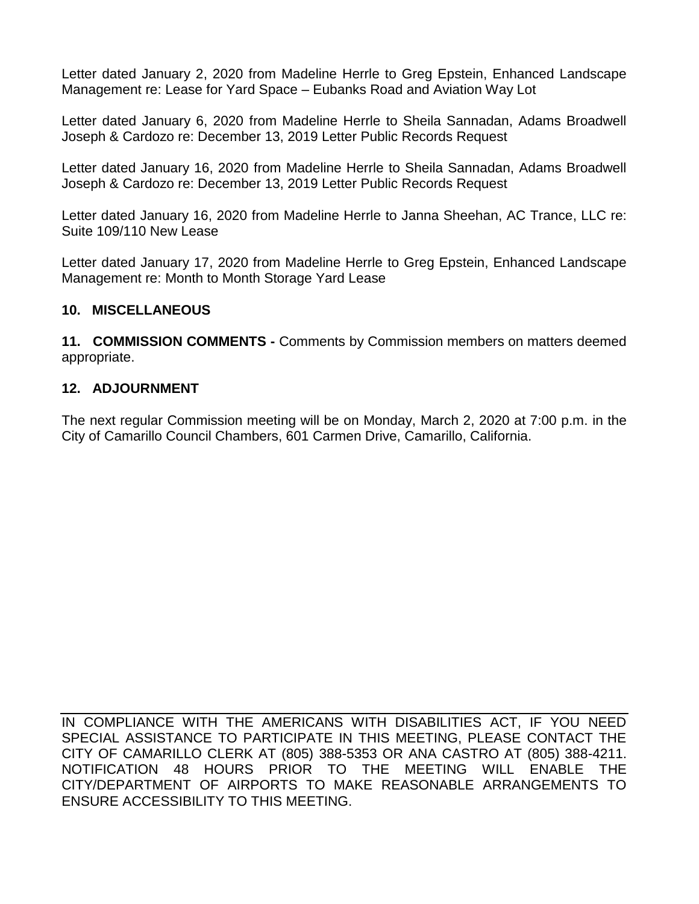Letter dated January 2, 2020 from Madeline Herrle to Greg Epstein, Enhanced Landscape Management re: Lease for Yard Space – Eubanks Road and Aviation Way Lot

Letter dated January 6, 2020 from Madeline Herrle to Sheila Sannadan, Adams Broadwell Joseph & Cardozo re: December 13, 2019 Letter Public Records Request

Letter dated January 16, 2020 from Madeline Herrle to Sheila Sannadan, Adams Broadwell Joseph & Cardozo re: December 13, 2019 Letter Public Records Request

Letter dated January 16, 2020 from Madeline Herrle to Janna Sheehan, AC Trance, LLC re: Suite 109/110 New Lease

Letter dated January 17, 2020 from Madeline Herrle to Greg Epstein, Enhanced Landscape Management re: Month to Month Storage Yard Lease

**10. MISCELLANEOUS**

**11. COMMISSION COMMENTS -** Comments by Commission members on matters deemed appropriate.

**12. ADJOURNMENT**

The next regular Commission meeting will be on Monday, March 2, 2020 at 7:00 p.m. in the City of Camarillo Council Chambers, 601 Carmen Drive, Camarillo, California.

---

IN COMPLIANCE WITH THE AMERICANS WITH DISABILITIES ACT, IF YOU NEED SPECIAL ASSISTANCE TO PARTICIPATE IN THIS MEETING, PLEASE CONTACT THE CITY OF CAMARILLO CLERK AT (805) 388-5353 OR ANA CASTRO AT (805) 388-4211. NOTIFICATION 48 HOURS PRIOR TO THE MEETING WILL ENABLE THE CITY/DEPARTMENT OF AIRPORTS TO MAKE REASONABLE ARRANGEMENTS TO ENSURE ACCESSIBILITY TO THIS MEETING.